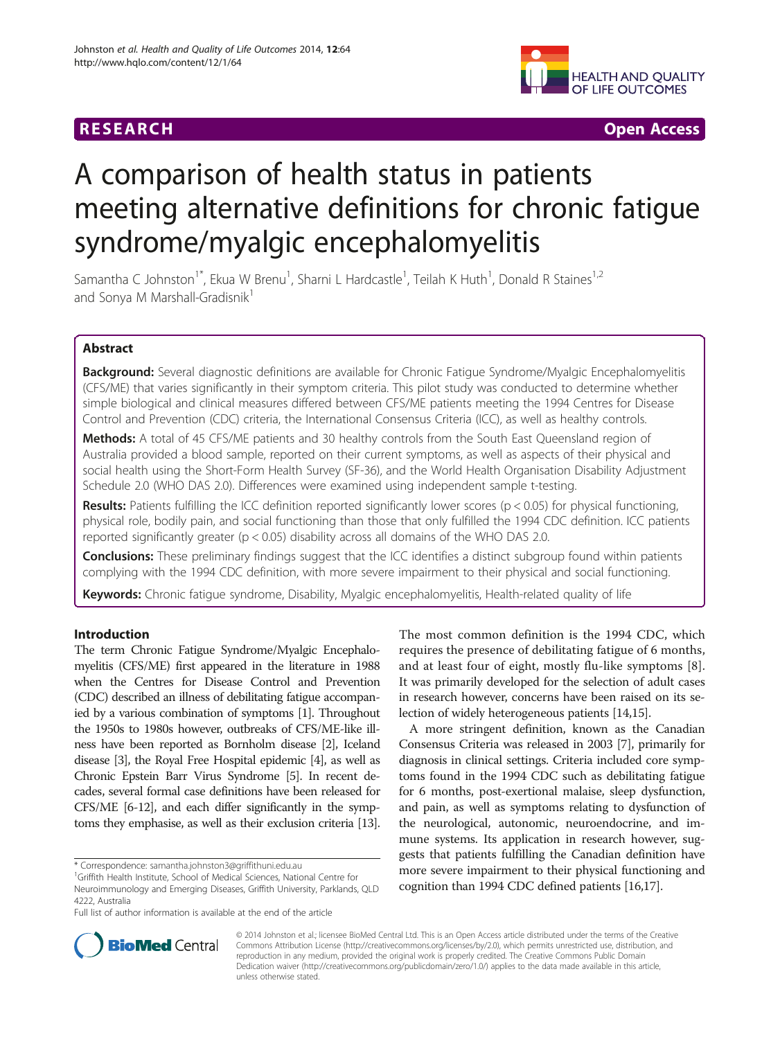RESEARCH Open Access

# A comparison of health status in patients meeting alternative definitions for chronic fatigue syndrome/myalgic encephalomyelitis

Samantha C Johnston[1*], Ekua W Brenu[1], Sharni L Hardcastle[1], Teilah K Huth[1], Donald R Staines[1,2] and Sonya M Marshall-Gradisnik[1]

## Abstract

**Background:** Several diagnostic definitions are available for Chronic Fatigue Syndrome/Myalgic Encephalomyelitis (CFS/ME) that varies significantly in their symptom criteria. This pilot study was conducted to determine whether simple biological and clinical measures differed between CFS/ME patients meeting the 1994 Centres for Disease Control and Prevention (CDC) criteria, the International Consensus Criteria (ICC), as well as healthy controls.

**Methods:** A total of 45 CFS/ME patients and 30 healthy controls from the South East Queensland region of Australia provided a blood sample, reported on their current symptoms, as well as aspects of their physical and social health using the Short-Form Health Survey (SF-36), and the World Health Organisation Disability Adjustment Schedule 2.0 (WHO DAS 2.0). Differences were examined using independent sample t-testing.

**Results:** Patients fulfilling the ICC definition reported significantly lower scores ($p < 0.05$) for physical functioning, physical role, bodily pain, and social functioning than those that only fulfilled the 1994 CDC definition. ICC patients reported significantly greater ($p < 0.05$) disability across all domains of the WHO DAS 2.0.

**Conclusions:** These preliminary findings suggest that the ICC identifies a distinct subgroup found within patients complying with the 1994 CDC definition, with more severe impairment to their physical and social functioning.

**Keywords:** Chronic fatigue syndrome, Disability, Myalgic encephalomyelitis, Health-related quality of life

## Introduction

The term Chronic Fatigue Syndrome/Myalgic Encephalomyelitis (CFS/ME) first appeared in the literature in 1988 when the Centres for Disease Control and Prevention (CDC) described an illness of debilitating fatigue accompanied by a various combination of symptoms [1]. Throughout the 1950s to 1980s however, outbreaks of CFS/ME-like illness have been reported as Bornholm disease [2], Iceland disease [3], the Royal Free Hospital epidemic [4], as well as Chronic Epstein Barr Virus Syndrome [5]. In recent decades, several formal case definitions have been released for CFS/ME [6-12], and each differ significantly in the symptoms they emphasise, as well as their exclusion criteria [13].

The most common definition is the 1994 CDC, which requires the presence of debilitating fatigue of 6 months, and at least four of eight, mostly flu-like symptoms [8]. It was primarily developed for the selection of adult cases in research however, concerns have been raised on its selection of widely heterogeneous patients [14,15].

A more stringent definition, known as the Canadian Consensus Criteria was released in 2003 [7], primarily for diagnosis in clinical settings. Criteria included core symptoms found in the 1994 CDC such as debilitating fatigue for 6 months, post-exertional malaise, sleep dysfunction, and pain, as well as symptoms relating to dysfunction of the neurological, autonomic, neuroendocrine, and immune systems. Its application in research however, suggests that patients fulfilling the Canadian definition have more severe impairment to their physical functioning and cognition than 1994 CDC defined patients [16,17].

* Correspondence: samantha.johnston3@griffithuni.edu.au

[1] Griffith Health Institute, School of Medical Sciences, National Centre for Neuroimmunology and Emerging Diseases, Griffith University, Parklands, QLD 4222, Australia

Full list of author information is available at the end of the article

© 2014 Johnston et al.; licensee BioMed Central Ltd. This is an Open Access article distributed under the terms of the Creative Commons Attribution License (http://creativecommons.org/licenses/by/2.0), which permits unrestricted use, distribution, and reproduction in any medium, provided the original work is properly credited. The Creative Commons Public Domain Dedication waiver (http://creativecommons.org/publicdomain/zero/1.0/) applies to the data made available in this article, unless otherwise stated.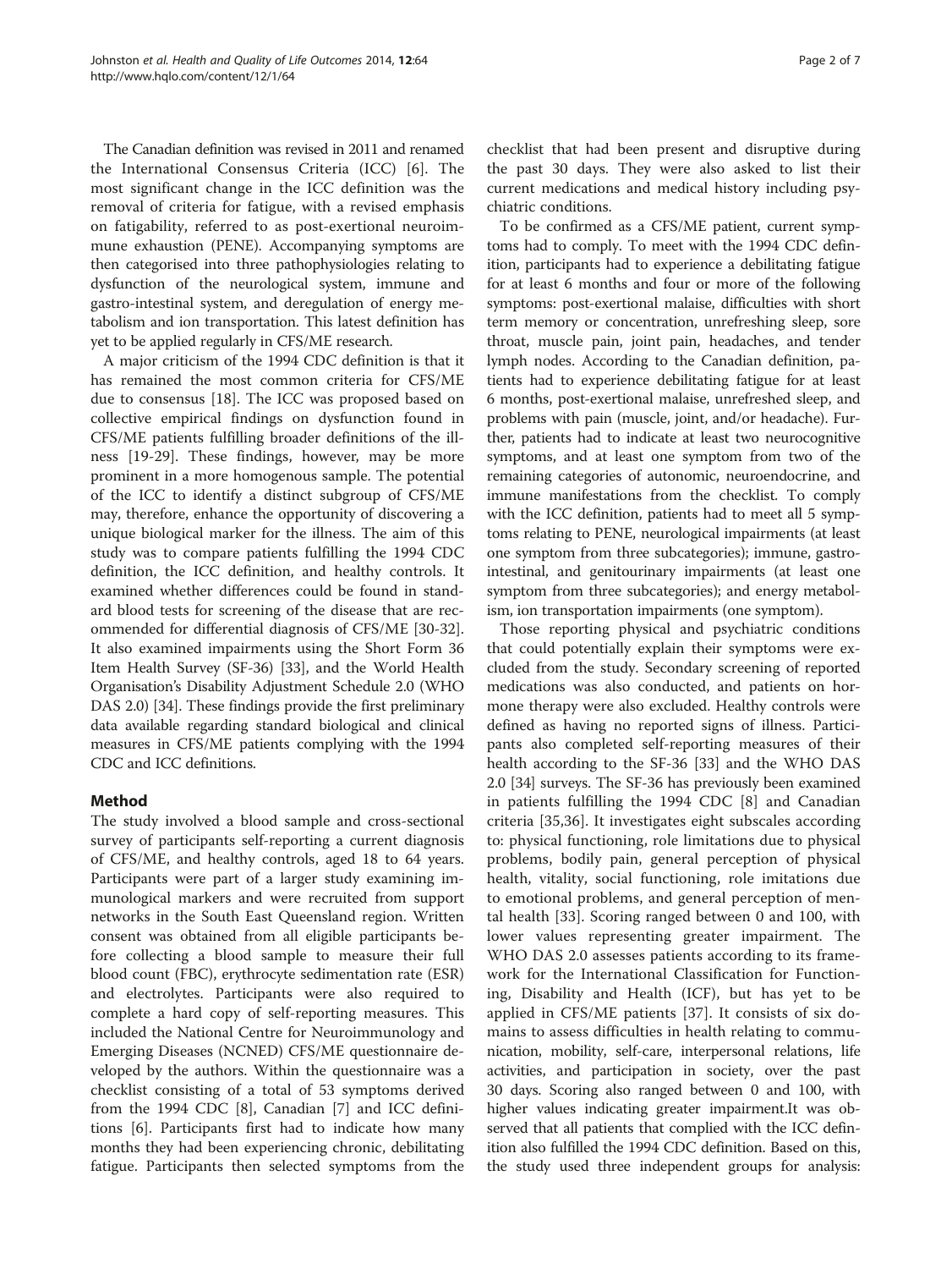The Canadian definition was revised in 2011 and renamed the International Consensus Criteria (ICC) [6]. The most significant change in the ICC definition was the removal of criteria for fatigue, with a revised emphasis on fatigability, referred to as post-exertional neuroimmune exhaustion (PENE). Accompanying symptoms are then categorised into three pathophysiologies relating to dysfunction of the neurological system, immune and gastro-intestinal system, and deregulation of energy metabolism and ion transportation. This latest definition has yet to be applied regularly in CFS/ME research.

A major criticism of the 1994 CDC definition is that it has remained the most common criteria for CFS/ME due to consensus [18]. The ICC was proposed based on collective empirical findings on dysfunction found in CFS/ME patients fulfilling broader definitions of the illness [19-29]. These findings, however, may be more prominent in a more homogenous sample. The potential of the ICC to identify a distinct subgroup of CFS/ME may, therefore, enhance the opportunity of discovering a unique biological marker for the illness. The aim of this study was to compare patients fulfilling the 1994 CDC definition, the ICC definition, and healthy controls. It examined whether differences could be found in standard blood tests for screening of the disease that are recommended for differential diagnosis of CFS/ME [30-32]. It also examined impairments using the Short Form 36 Item Health Survey (SF-36) [33], and the World Health Organisation's Disability Adjustment Schedule 2.0 (WHO DAS 2.0) [34]. These findings provide the first preliminary data available regarding standard biological and clinical measures in CFS/ME patients complying with the 1994 CDC and ICC definitions.

## Method

The study involved a blood sample and cross-sectional survey of participants self-reporting a current diagnosis of CFS/ME, and healthy controls, aged 18 to 64 years. Participants were part of a larger study examining immunological markers and were recruited from support networks in the South East Queensland region. Written consent was obtained from all eligible participants before collecting a blood sample to measure their full blood count (FBC), erythrocyte sedimentation rate (ESR) and electrolytes. Participants were also required to complete a hard copy of self-reporting measures. This included the National Centre for Neuroimmunology and Emerging Diseases (NCNED) CFS/ME questionnaire developed by the authors. Within the questionnaire was a checklist consisting of a total of 53 symptoms derived from the 1994 CDC [8], Canadian [7] and ICC definitions [6]. Participants first had to indicate how many months they had been experiencing chronic, debilitating fatigue. Participants then selected symptoms from the checklist that had been present and disruptive during the past 30 days. They were also asked to list their current medications and medical history including psychiatric conditions.

To be confirmed as a CFS/ME patient, current symptoms had to comply. To meet with the 1994 CDC definition, participants had to experience a debilitating fatigue for at least 6 months and four or more of the following symptoms: post-exertional malaise, difficulties with short term memory or concentration, unrefreshing sleep, sore throat, muscle pain, joint pain, headaches, and tender lymph nodes. According to the Canadian definition, patients had to experience debilitating fatigue for at least 6 months, post-exertional malaise, unrefreshed sleep, and problems with pain (muscle, joint, and/or headache). Further, patients had to indicate at least two neurocognitive symptoms, and at least one symptom from two of the remaining categories of autonomic, neuroendocrine, and immune manifestations from the checklist. To comply with the ICC definition, patients had to meet all 5 symptoms relating to PENE, neurological impairments (at least one symptom from three subcategories); immune, gastrointestinal, and genitourinary impairments (at least one symptom from three subcategories); and energy metabolism, ion transportation impairments (one symptom).

Those reporting physical and psychiatric conditions that could potentially explain their symptoms were excluded from the study. Secondary screening of reported medications was also conducted, and patients on hormone therapy were also excluded. Healthy controls were defined as having no reported signs of illness. Participants also completed self-reporting measures of their health according to the SF-36 [33] and the WHO DAS 2.0 [34] surveys. The SF-36 has previously been examined in patients fulfilling the 1994 CDC [8] and Canadian criteria [35,36]. It investigates eight subscales according to: physical functioning, role limitations due to physical problems, bodily pain, general perception of physical health, vitality, social functioning, role imitations due to emotional problems, and general perception of mental health [33]. Scoring ranged between 0 and 100, with lower values representing greater impairment. The WHO DAS 2.0 assesses patients according to its framework for the International Classification for Functioning, Disability and Health (ICF), but has yet to be applied in CFS/ME patients [37]. It consists of six domains to assess difficulties in health relating to communication, mobility, self-care, interpersonal relations, life activities, and participation in society, over the past 30 days. Scoring also ranged between 0 and 100, with higher values indicating greater impairment.It was observed that all patients that complied with the ICC definition also fulfilled the 1994 CDC definition. Based on this, the study used three independent groups for analysis: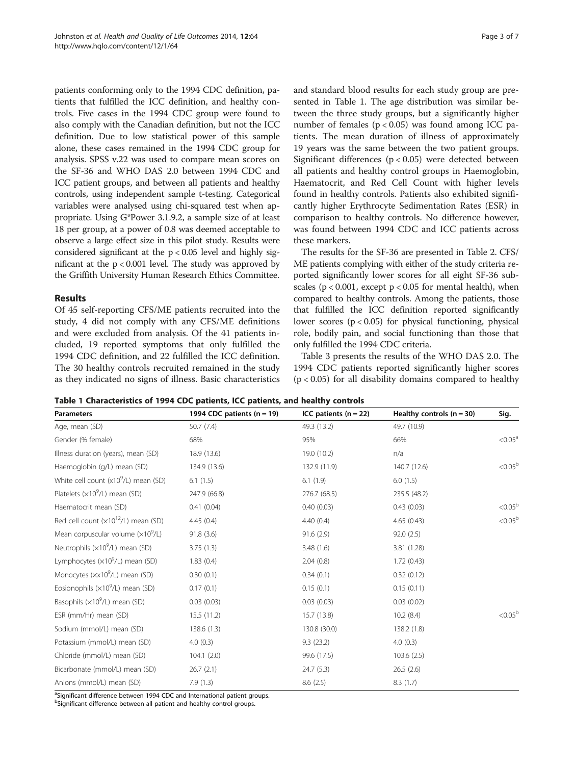patients conforming only to the 1994 CDC definition, patients that fulfilled the ICC definition, and healthy controls. Five cases in the 1994 CDC group were found to also comply with the Canadian definition, but not the ICC definition. Due to low statistical power of this sample alone, these cases remained in the 1994 CDC group for analysis. SPSS v.22 was used to compare mean scores on the SF-36 and WHO DAS 2.0 between 1994 CDC and ICC patient groups, and between all patients and healthy controls, using independent sample t-testing. Categorical variables were analysed using chi-squared test when appropriate. Using G*Power 3.1.9.2, a sample size of at least 18 per group, at a power of 0.8 was deemed acceptable to observe a large effect size in this pilot study. Results were considered significant at the $p < 0.05$ level and highly significant at the $p < 0.001$ level. The study was approved by the Griffith University Human Research Ethics Committee.

## Results

Of 45 self-reporting CFS/ME patients recruited into the study, 4 did not comply with any CFS/ME definitions and were excluded from analysis. Of the 41 patients included, 19 reported symptoms that only fulfilled the 1994 CDC definition, and 22 fulfilled the ICC definition. The 30 healthy controls recruited remained in the study as they indicated no signs of illness. Basic characteristics and standard blood results for each study group are presented in Table 1. The age distribution was similar between the three study groups, but a significantly higher number of females ($p < 0.05$) was found among ICC patients. The mean duration of illness of approximately 19 years was the same between the two patient groups. Significant differences ($p < 0.05$) were detected between all patients and healthy control groups in Haemoglobin, Haematocrit, and Red Cell Count with higher levels found in healthy controls. Patients also exhibited significantly higher Erythrocyte Sedimentation Rates (ESR) in comparison to healthy controls. No difference however, was found between 1994 CDC and ICC patients across these markers.

The results for the SF-36 are presented in Table 2. CFS/ME patients complying with either of the study criteria reported significantly lower scores for all eight SF-36 subscales ($p < 0.001$, except $p < 0.05$ for mental health), when compared to healthy controls. Among the patients, those that fulfilled the ICC definition reported significantly lower scores ($p < 0.05$) for physical functioning, physical role, bodily pain, and social functioning than those that only fulfilled the 1994 CDC criteria.

Table 3 presents the results of the WHO DAS 2.0. The 1994 CDC patients reported significantly higher scores ($p < 0.05$) for all disability domains compared to healthy

**Table 1 Characteristics of 1994 CDC patients, ICC patients, and healthy controls**

| Parameters | 1994 CDC patients (n = 19) | ICC patients (n = 22) | Healthy controls (n = 30) | Sig. |
|---|---|---|---|---|
| Age, mean (SD) | 50.7 (7.4) | 49.3 (13.2) | 49.7 (10.9) | |
| Gender (% female) | 68% | 95% | 66% | <0.05[a] |
| Illness duration (years), mean (SD) | 18.9 (13.6) | 19.0 (10.2) | n/a | |
| Haemoglobin (g/L) mean (SD) | 134.9 (13.6) | 132.9 (11.9) | 140.7 (12.6) | <0.05[b] |
| White cell count ($\times 10^9$/L) mean (SD) | 6.1 (1.5) | 6.1 (1.9) | 6.0 (1.5) | |
| Platelets ($\times 10^9$/L) mean (SD) | 247.9 (66.8) | 276.7 (68.5) | 235.5 (48.2) | |
| Haematocrit mean (SD) | 0.41 (0.04) | 0.40 (0.03) | 0.43 (0.03) | <0.05[b] |
| Red cell count ($\times 10^{12}$/L) mean (SD) | 4.45 (0.4) | 4.40 (0.4) | 4.65 (0.43) | <0.05[b] |
| Mean corpuscular volume ($\times 10^9$/L) | 91.8 (3.6) | 91.6 (2.9) | 92.0 (2.5) | |
| Neutrophils ($\times 10^9$/L) mean (SD) | 3.75 (1.3) | 3.48 (1.6) | 3.81 (1.28) | |
| Lymphocytes ($\times 10^9$/L) mean (SD) | 1.83 (0.4) | 2.04 (0.8) | 1.72 (0.43) | |
| Monocytes ($\times\times 10^9$/L) mean (SD) | 0.30 (0.1) | 0.34 (0.1) | 0.32 (0.12) | |
| Eosionophils ($\times 10^9$/L) mean (SD) | 0.17 (0.1) | 0.15 (0.1) | 0.15 (0.11) | |
| Basophils ($\times 10^9$/L) mean (SD) | 0.03 (0.03) | 0.03 (0.03) | 0.03 (0.02) | |
| ESR (mm/Hr) mean (SD) | 15.5 (11.2) | 15.7 (13.8) | 10.2 (8.4) | <0.05[b] |
| Sodium (mmol/L) mean (SD) | 138.6 (1.3) | 130.8 (30.0) | 138.2 (1.8) | |
| Potassium (mmol/L) mean (SD) | 4.0 (0.3) | 9.3 (23.2) | 4.0 (0.3) | |
| Chloride (mmol/L) mean (SD) | 104.1 (2.0) | 99.6 (17.5) | 103.6 (2.5) | |
| Bicarbonate (mmol/L) mean (SD) | 26.7 (2.1) | 24.7 (5.3) | 26.5 (2.6) | |
| Anions (mmol/L) mean (SD) | 7.9 (1.3) | 8.6 (2.5) | 8.3 (1.7) | |

[a]Significant difference between 1994 CDC and International patient groups.
[b]Significant difference between all patient and healthy control groups.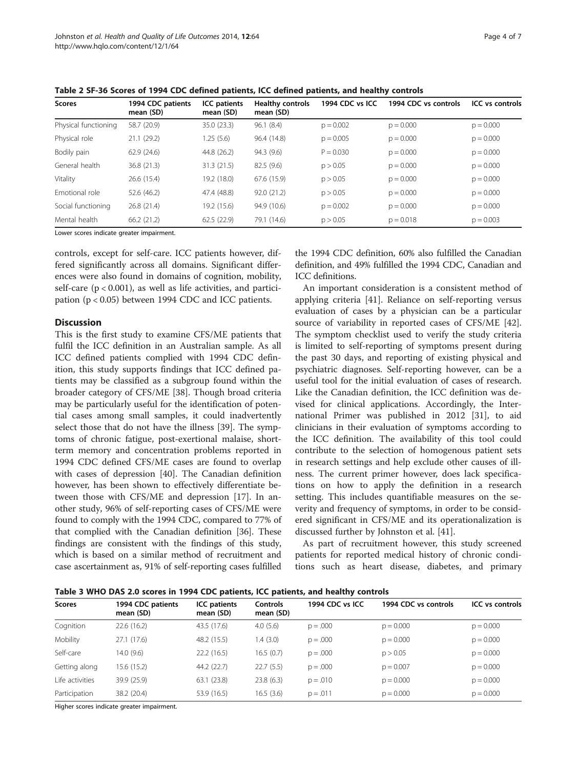**Table 2 SF-36 Scores of 1994 CDC defined patients, ICC defined patients, and healthy controls**

| Scores | 1994 CDC patients mean (SD) | ICC patients mean (SD) | Healthy controls mean (SD) | 1994 CDC vs ICC | 1994 CDC vs controls | ICC vs controls |
|---|---|---|---|---|---|---|
| Physical functioning | 58.7 (20.9) | 35.0 (23.3) | 96.1 (8.4) | p = 0.002 | p = 0.000 | p = 0.000 |
| Physical role | 21.1 (29.2) | 1.25 (5.6) | 96.4 (14.8) | p = 0.005 | p = 0.000 | p = 0.000 |
| Bodily pain | 62.9 (24.6) | 44.8 (26.2) | 94.3 (9.6) | P = 0.030 | p = 0.000 | p = 0.000 |
| General health | 36.8 (21.3) | 31.3 (21.5) | 82.5 (9.6) | p > 0.05 | p = 0.000 | p = 0.000 |
| Vitality | 26.6 (15.4) | 19.2 (18.0) | 67.6 (15.9) | p > 0.05 | p = 0.000 | p = 0.000 |
| Emotional role | 52.6 (46.2) | 47.4 (48.8) | 92.0 (21.2) | p > 0.05 | p = 0.000 | p = 0.000 |
| Social functioning | 26.8 (21.4) | 19.2 (15.6) | 94.9 (10.6) | p = 0.002 | p = 0.000 | p = 0.000 |
| Mental health | 66.2 (21.2) | 62.5 (22.9) | 79.1 (14.6) | p > 0.05 | p = 0.018 | p = 0.003 |

Lower scores indicate greater impairment.

controls, except for self-care. ICC patients however, differed significantly across all domains. Significant differences were also found in domains of cognition, mobility, self-care ($p < 0.001$), as well as life activities, and participation ($p < 0.05$) between 1994 CDC and ICC patients.

## Discussion

This is the first study to examine CFS/ME patients that fulfil the ICC definition in an Australian sample. As all ICC defined patients complied with 1994 CDC definition, this study supports findings that ICC defined patients may be classified as a subgroup found within the broader category of CFS/ME [38]. Though broad criteria may be particularly useful for the identification of potential cases among small samples, it could inadvertently select those that do not have the illness [39]. The symptoms of chronic fatigue, post-exertional malaise, short-term memory and concentration problems reported in 1994 CDC defined CFS/ME cases are found to overlap with cases of depression [40]. The Canadian definition however, has been shown to effectively differentiate between those with CFS/ME and depression [17]. In another study, 96% of self-reporting cases of CFS/ME were found to comply with the 1994 CDC, compared to 77% of that complied with the Canadian definition [36]. These findings are consistent with the findings of this study, which is based on a similar method of recruitment and case ascertainment as, 91% of self-reporting cases fulfilled the 1994 CDC definition, 60% also fulfilled the Canadian definition, and 49% fulfilled the 1994 CDC, Canadian and ICC definitions.

An important consideration is a consistent method of applying criteria [41]. Reliance on self-reporting versus evaluation of cases by a physician can be a particular source of variability in reported cases of CFS/ME [42]. The symptom checklist used to verify the study criteria is limited to self-reporting of symptoms present during the past 30 days, and reporting of existing physical and psychiatric diagnoses. Self-reporting however, can be a useful tool for the initial evaluation of cases of research. Like the Canadian definition, the ICC definition was devised for clinical applications. Accordingly, the International Primer was published in 2012 [31], to aid clinicians in their evaluation of symptoms according to the ICC definition. The availability of this tool could contribute to the selection of homogenous patient sets in research settings and help exclude other causes of illness. The current primer however, does lack specifications on how to apply the definition in a research setting. This includes quantifiable measures on the severity and frequency of symptoms, in order to be considered significant in CFS/ME and its operationalization is discussed further by Johnston et al. [41].

As part of recruitment however, this study screened patients for reported medical history of chronic conditions such as heart disease, diabetes, and primary

**Table 3 WHO DAS 2.0 scores in 1994 CDC patients, ICC patients, and healthy controls**

| Scores | 1994 CDC patients mean (SD) | ICC patients mean (SD) | Controls mean (SD) | 1994 CDC vs ICC | 1994 CDC vs controls | ICC vs controls |
|---|---|---|---|---|---|---|
| Cognition | 22.6 (16.2) | 43.5 (17.6) | 4.0 (5.6) | p = .000 | p = 0.000 | p = 0.000 |
| Mobility | 27.1 (17.6) | 48.2 (15.5) | 1.4 (3.0) | p = .000 | p = 0.000 | p = 0.000 |
| Self-care | 14.0 (9.6) | 22.2 (16.5) | 16.5 (0.7) | p = .000 | p > 0.05 | p = 0.000 |
| Getting along | 15.6 (15.2) | 44.2 (22.7) | 22.7 (5.5) | p = .000 | p = 0.007 | p = 0.000 |
| Life activities | 39.9 (25.9) | 63.1 (23.8) | 23.8 (6.3) | p = .010 | p = 0.000 | p = 0.000 |
| Participation | 38.2 (20.4) | 53.9 (16.5) | 16.5 (3.6) | p = .011 | p = 0.000 | p = 0.000 |

Higher scores indicate greater impairment.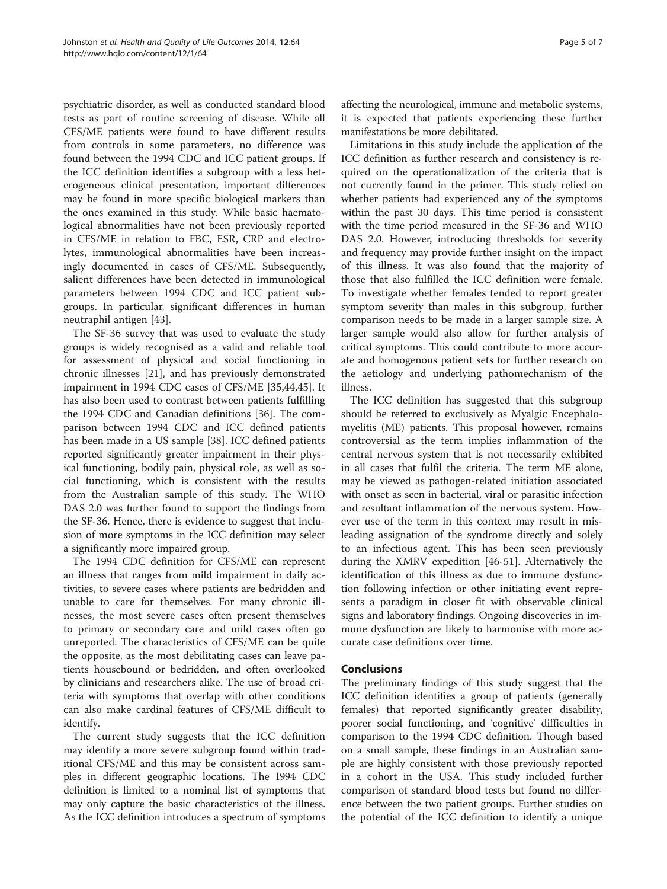psychiatric disorder, as well as conducted standard blood tests as part of routine screening of disease. While all CFS/ME patients were found to have different results from controls in some parameters, no difference was found between the 1994 CDC and ICC patient groups. If the ICC definition identifies a subgroup with a less heterogeneous clinical presentation, important differences may be found in more specific biological markers than the ones examined in this study. While basic haematological abnormalities have not been previously reported in CFS/ME in relation to FBC, ESR, CRP and electrolytes, immunological abnormalities have been increasingly documented in cases of CFS/ME. Subsequently, salient differences have been detected in immunological parameters between 1994 CDC and ICC patient subgroups. In particular, significant differences in human neutraphil antigen [43].

The SF-36 survey that was used to evaluate the study groups is widely recognised as a valid and reliable tool for assessment of physical and social functioning in chronic illnesses [21], and has previously demonstrated impairment in 1994 CDC cases of CFS/ME [35,44,45]. It has also been used to contrast between patients fulfilling the 1994 CDC and Canadian definitions [36]. The comparison between 1994 CDC and ICC defined patients has been made in a US sample [38]. ICC defined patients reported significantly greater impairment in their physical functioning, bodily pain, physical role, as well as social functioning, which is consistent with the results from the Australian sample of this study. The WHO DAS 2.0 was further found to support the findings from the SF-36. Hence, there is evidence to suggest that inclusion of more symptoms in the ICC definition may select a significantly more impaired group.

The 1994 CDC definition for CFS/ME can represent an illness that ranges from mild impairment in daily activities, to severe cases where patients are bedridden and unable to care for themselves. For many chronic illnesses, the most severe cases often present themselves to primary or secondary care and mild cases often go unreported. The characteristics of CFS/ME can be quite the opposite, as the most debilitating cases can leave patients housebound or bedridden, and often overlooked by clinicians and researchers alike. The use of broad criteria with symptoms that overlap with other conditions can also make cardinal features of CFS/ME difficult to identify.

The current study suggests that the ICC definition may identify a more severe subgroup found within traditional CFS/ME and this may be consistent across samples in different geographic locations. The I994 CDC definition is limited to a nominal list of symptoms that may only capture the basic characteristics of the illness. As the ICC definition introduces a spectrum of symptoms affecting the neurological, immune and metabolic systems, it is expected that patients experiencing these further manifestations be more debilitated.

Limitations in this study include the application of the ICC definition as further research and consistency is required on the operationalization of the criteria that is not currently found in the primer. This study relied on whether patients had experienced any of the symptoms within the past 30 days. This time period is consistent with the time period measured in the SF-36 and WHO DAS 2.0. However, introducing thresholds for severity and frequency may provide further insight on the impact of this illness. It was also found that the majority of those that also fulfilled the ICC definition were female. To investigate whether females tended to report greater symptom severity than males in this subgroup, further comparison needs to be made in a larger sample size. A larger sample would also allow for further analysis of critical symptoms. This could contribute to more accurate and homogenous patient sets for further research on the aetiology and underlying pathomechanism of the illness.

The ICC definition has suggested that this subgroup should be referred to exclusively as Myalgic Encephalomyelitis (ME) patients. This proposal however, remains controversial as the term implies inflammation of the central nervous system that is not necessarily exhibited in all cases that fulfil the criteria. The term ME alone, may be viewed as pathogen-related initiation associated with onset as seen in bacterial, viral or parasitic infection and resultant inflammation of the nervous system. However use of the term in this context may result in misleading assignation of the syndrome directly and solely to an infectious agent. This has been seen previously during the XMRV expedition [46-51]. Alternatively the identification of this illness as due to immune dysfunction following infection or other initiating event represents a paradigm in closer fit with observable clinical signs and laboratory findings. Ongoing discoveries in immune dysfunction are likely to harmonise with more accurate case definitions over time.

## Conclusions

The preliminary findings of this study suggest that the ICC definition identifies a group of patients (generally females) that reported significantly greater disability, poorer social functioning, and 'cognitive' difficulties in comparison to the 1994 CDC definition. Though based on a small sample, these findings in an Australian sample are highly consistent with those previously reported in a cohort in the USA. This study included further comparison of standard blood tests but found no difference between the two patient groups. Further studies on the potential of the ICC definition to identify a unique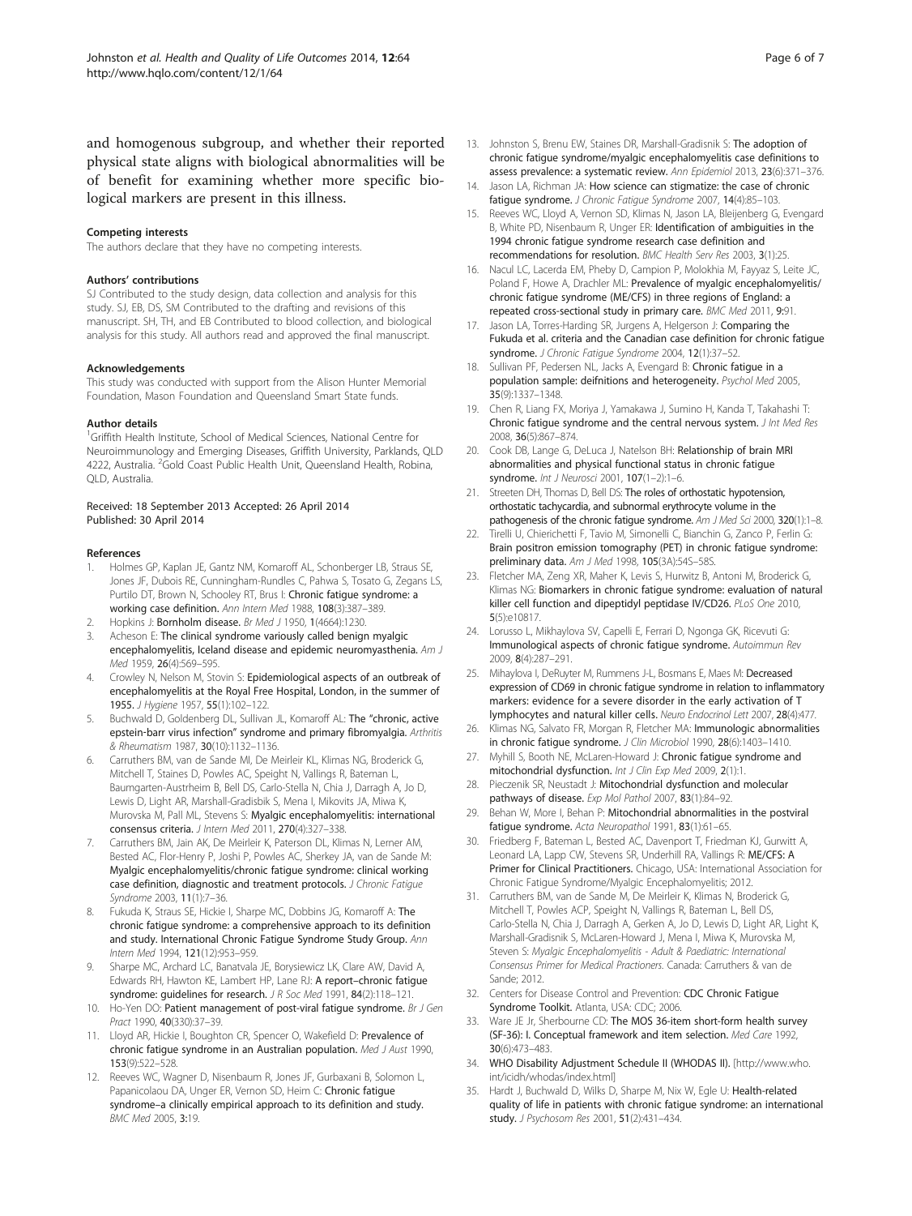and homogenous subgroup, and whether their reported physical state aligns with biological abnormalities will be of benefit for examining whether more specific biological markers are present in this illness.

### Competing interests

The authors declare that they have no competing interests.

### Authors' contributions

SJ Contributed to the study design, data collection and analysis for this study. SJ, EB, DS, SM Contributed to the drafting and revisions of this manuscript. SH, TH, and EB Contributed to blood collection, and biological analysis for this study. All authors read and approved the final manuscript.

### Acknowledgements

This study was conducted with support from the Alison Hunter Memorial Foundation, Mason Foundation and Queensland Smart State funds.

### Author details

[1]Griffith Health Institute, School of Medical Sciences, National Centre for Neuroimmunology and Emerging Diseases, Griffith University, Parklands, QLD 4222, Australia. [2]Gold Coast Public Health Unit, Queensland Health, Robina, QLD, Australia.

Received: 18 September 2013 Accepted: 26 April 2014
Published: 30 April 2014

### References

1. Holmes GP, Kaplan JE, Gantz NM, Komaroff AL, Schonberger LB, Straus SE, Jones JF, Dubois RE, Cunningham-Rundles C, Pahwa S, Tosato G, Zegans LS, Purtilo DT, Brown N, Schooley RT, Brus I: **Chronic fatigue syndrome: a working case definition.** *Ann Intern Med* 1988, **108**(3):387–389.
2. Hopkins J: **Bornholm disease.** *Br Med J* 1950, **1**(4664):1230.
3. Acheson E: **The clinical syndrome variously called benign myalgic encephalomyelitis, Iceland disease and epidemic neuromyasthenia.** *Am J Med* 1959, **26**(4):569–595.
4. Crowley N, Nelson M, Stovin S: **Epidemiological aspects of an outbreak of encephalomyelitis at the Royal Free Hospital, London, in the summer of 1955.** *J Hygiene* 1957, **55**(1):102–122.
5. Buchwald D, Goldenberg DL, Sullivan JL, Komaroff AL: **The "chronic, active epstein-barr virus infection" syndrome and primary fibromyalgia.** *Arthritis & Rheumatism* 1987, **30**(10):1132–1136.
6. Carruthers BM, van de Sande MI, De Meirleir KL, Klimas NG, Broderick G, Mitchell T, Staines D, Powles AC, Speight N, Vallings R, Bateman L, Baumgarten-Austrheim B, Bell DS, Carlo-Stella N, Chia J, Darragh A, Jo D, Lewis D, Light AR, Marshall-Gradisbik S, Mena I, Mikovits JA, Miwa K, Murovska M, Pall ML, Stevens S: **Myalgic encephalomyelitis: international consensus criteria.** *J Intern Med* 2011, **270**(4):327–338.
7. Carruthers BM, Jain AK, De Meirleir K, Paterson DL, Klimas N, Lerner AM, Bested AC, Flor-Henry P, Joshi P, Powles AC, Sherkey JA, van de Sande M: **Myalgic encephalomyelitis/chronic fatigue syndrome: clinical working case definition, diagnostic and treatment protocols.** *J Chronic Fatigue Syndrome* 2003, **11**(1):7–36.
8. Fukuda K, Straus SE, Hickie I, Sharpe MC, Dobbins JG, Komaroff A: **The chronic fatigue syndrome: a comprehensive approach to its definition and study. International Chronic Fatigue Syndrome Study Group.** *Ann Intern Med* 1994, **121**(12):953–959.
9. Sharpe MC, Archard LC, Banatvala JE, Borysiewicz LK, Clare AW, David A, Edwards RH, Hawton KE, Lambert HP, Lane RJ: **A report–chronic fatigue syndrome: guidelines for research.** *J R Soc Med* 1991, **84**(2):118–121.
10. Ho-Yen DO: **Patient management of post-viral fatigue syndrome.** *Br J Gen Pract* 1990, **40**(330):37–39.
11. Lloyd AR, Hickie I, Boughton CR, Spencer O, Wakefield D: **Prevalence of chronic fatigue syndrome in an Australian population.** *Med J Aust* 1990, **153**(9):522–528.
12. Reeves WC, Wagner D, Nisenbaum R, Jones JF, Gurbaxani B, Solomon L, Papanicolaou DA, Unger ER, Vernon SD, Heim C: **Chronic fatigue syndrome–a clinically empirical approach to its definition and study.** *BMC Med* 2005, **3**:19.
13. Johnston S, Brenu EW, Staines DR, Marshall-Gradisnik S: **The adoption of chronic fatigue syndrome/myalgic encephalomyelitis case definitions to assess prevalence: a systematic review.** *Ann Epidemiol* 2013, **23**(6):371–376.
14. Jason LA, Richman JA: **How science can stigmatize: the case of chronic fatigue syndrome.** *J Chronic Fatigue Syndrome* 2007, **14**(4):85–103.
15. Reeves WC, Lloyd A, Vernon SD, Klimas N, Jason LA, Bleijenberg G, Evengard B, White PD, Nisenbaum R, Unger ER: **Identification of ambiguities in the 1994 chronic fatigue syndrome research case definition and recommendations for resolution.** *BMC Health Serv Res* 2003, **3**(1):25.
16. Nacul LC, Lacerda EM, Pheby D, Campion P, Molokhia M, Fayyaz S, Leite JC, Poland F, Howe A, Drachler ML: **Prevalence of myalgic encephalomyelitis/chronic fatigue syndrome (ME/CFS) in three regions of England: a repeated cross-sectional study in primary care.** *BMC Med* 2011, **9**:91.
17. Jason LA, Torres-Harding SR, Jurgens A, Helgerson J: **Comparing the Fukuda et al. criteria and the Canadian case definition for chronic fatigue syndrome.** *J Chronic Fatigue Syndrome* 2004, **12**(1):37–52.
18. Sullivan PF, Pedersen NL, Jacks A, Evengard B: **Chronic fatigue in a population sample: deifnitions and heterogeneity.** *Psychol Med* 2005, **35**(9):1337–1348.
19. Chen R, Liang FX, Moriya J, Yamakawa J, Sumino H, Kanda T, Takahashi T: **Chronic fatigue syndrome and the central nervous system.** *J Int Med Res* 2008, **36**(5):867–874.
20. Cook DB, Lange G, DeLuca J, Natelson BH: **Relationship of brain MRI abnormalities and physical functional status in chronic fatigue syndrome.** *Int J Neurosci* 2001, **107**(1–2):1–6.
21. Streeten DH, Thomas D, Bell DS: **The roles of orthostatic hypotension, orthostatic tachycardia, and subnormal erythrocyte volume in the pathogenesis of the chronic fatigue syndrome.** *Am J Med Sci* 2000, **320**(1):1–8.
22. Tirelli U, Chierichetti F, Tavio M, Simonelli C, Bianchin G, Zanco P, Ferlin G: **Brain positron emission tomography (PET) in chronic fatigue syndrome: preliminary data.** *Am J Med* 1998, **105**(3A):54S–58S.
23. Fletcher MA, Zeng XR, Maher K, Levis S, Hurwitz B, Antoni M, Broderick G, Klimas NG: **Biomarkers in chronic fatigue syndrome: evaluation of natural killer cell function and dipeptidyl peptidase IV/CD26.** *PLoS One* 2010, **5**(5):e10817.
24. Lorusso L, Mikhaylova SV, Capelli E, Ferrari D, Ngonga GK, Ricevuti G: **Immunological aspects of chronic fatigue syndrome.** *Autoimmun Rev* 2009, **8**(4):287–291.
25. Mihaylova I, DeRuyter M, Rummens J-L, Bosmans E, Maes M: **Decreased expression of CD69 in chronic fatigue syndrome in relation to inflammatory markers: evidence for a severe disorder in the early activation of T lymphocytes and natural killer cells.** *Neuro Endocrinol Lett* 2007, **28**(4):477.
26. Klimas NG, Salvato FR, Morgan R, Fletcher MA: **Immunologic abnormalities in chronic fatigue syndrome.** *J Clin Microbiol* 1990, **28**(6):1403–1410.
27. Myhill S, Booth NE, McLaren-Howard J: **Chronic fatigue syndrome and mitochondrial dysfunction.** *Int J Clin Exp Med* 2009, **2**(1):1.
28. Pieczenik SR, Neustadt J: **Mitochondrial dysfunction and molecular pathways of disease.** *Exp Mol Pathol* 2007, **83**(1):84–92.
29. Behan W, More I, Behan P: **Mitochondrial abnormalities in the postviral fatigue syndrome.** *Acta Neuropathol* 1991, **83**(1):61–65.
30. Friedberg F, Bateman L, Bested AC, Davenport T, Friedman KJ, Gurwitt A, Leonard LA, Lapp CW, Stevens SR, Underhill RA, Vallings R: **ME/CFS: A Primer for Clinical Practitioners.** Chicago, USA: International Association for Chronic Fatigue Syndrome/Myalgic Encephalomyelitis; 2012.
31. Carruthers BM, van de Sande M, De Meirleir K, Klimas N, Broderick G, Mitchell T, Powles ACP, Speight N, Vallings R, Bateman L, Bell DS, Carlo-Stella N, Chia J, Darragh A, Gerken A, Jo D, Lewis D, Light AR, Light K, Marshall-Gradisnik S, McLaren-Howard J, Mena I, Miwa K, Murovska M, Steven S: *Myalgic Encephalomyelitis - Adult & Paediatric: International Consensus Primer for Medical Practioners.* Canada: Carruthers & van de Sande; 2012.
32. Centers for Disease Control and Prevention: **CDC Chronic Fatigue Syndrome Toolkit.** Atlanta, USA: CDC; 2006.
33. Ware JE Jr, Sherbourne CD: **The MOS 36-item short-form health survey (SF-36): I. Conceptual framework and item selection.** *Med Care* 1992, **30**(6):473–483.
34. **WHO Disability Adjustment Schedule II (WHODAS II).** [http://www.who.int/icidh/whodas/index.html]
35. Hardt J, Buchwald D, Wilks D, Sharpe M, Nix W, Egle U: **Health-related quality of life in patients with chronic fatigue syndrome: an international study.** *J Psychosom Res* 2001, **51**(2):431–434.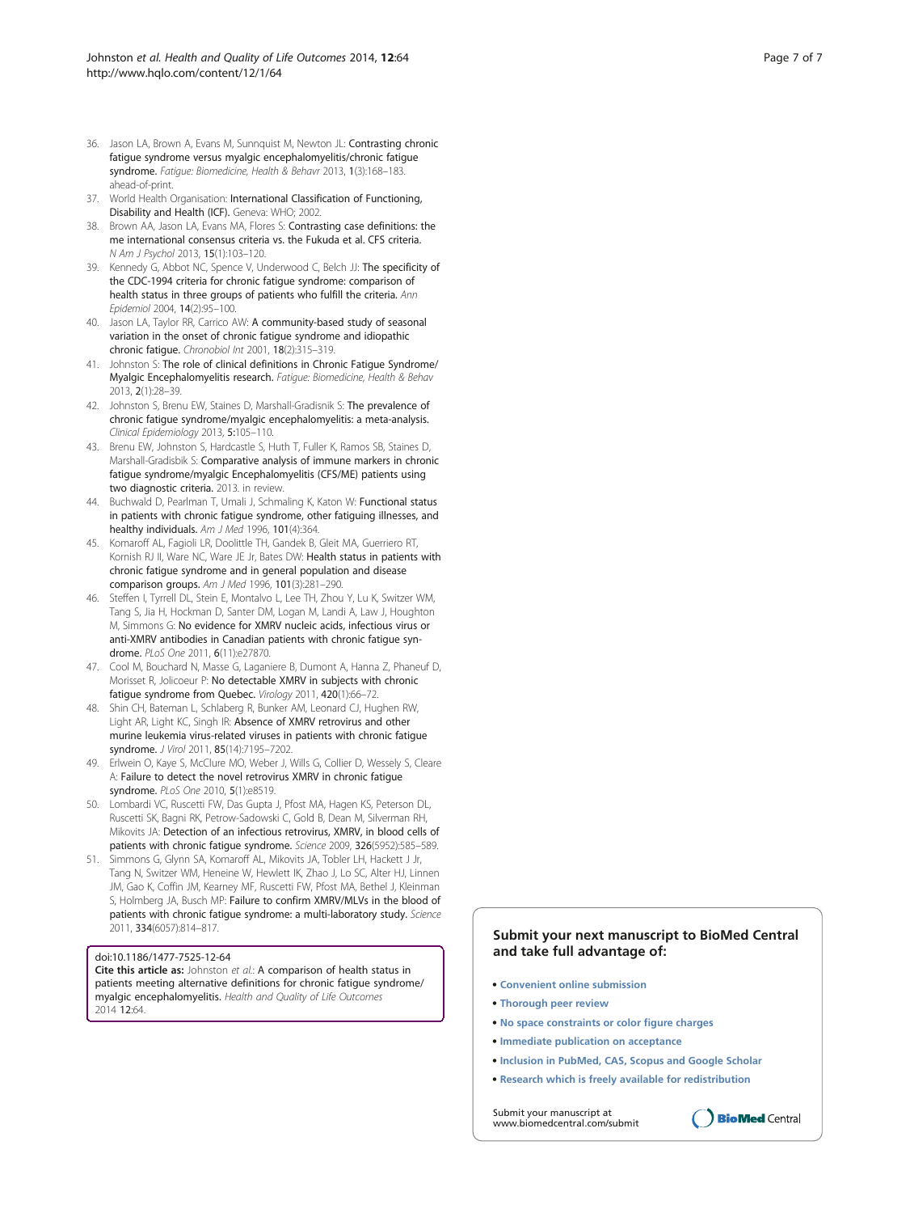36. Jason LA, Brown A, Evans M, Sunnquist M, Newton JL: **Contrasting chronic fatigue syndrome versus myalgic encephalomyelitis/chronic fatigue syndrome.** *Fatigue: Biomedicine, Health & Behavr* 2013, **1**(3):168–183. ahead-of-print.
37. World Health Organisation: **International Classification of Functioning, Disability and Health (ICF).** Geneva: WHO; 2002.
38. Brown AA, Jason LA, Evans MA, Flores S: **Contrasting case definitions: the me international consensus criteria vs. the Fukuda et al. CFS criteria.** *N Am J Psychol* 2013, **15**(1):103–120.
39. Kennedy G, Abbot NC, Spence V, Underwood C, Belch JJ: **The specificity of the CDC-1994 criteria for chronic fatigue syndrome: comparison of health status in three groups of patients who fulfill the criteria.** *Ann Epidemiol* 2004, **14**(2):95–100.
40. Jason LA, Taylor RR, Carrico AW: **A community-based study of seasonal variation in the onset of chronic fatigue syndrome and idiopathic chronic fatigue.** *Chronobiol Int* 2001, **18**(2):315–319.
41. Johnston S: **The role of clinical definitions in Chronic Fatigue Syndrome/Myalgic Encephalomyelitis research.** *Fatigue: Biomedicine, Health & Behav* 2013, **2**(1):28–39.
42. Johnston S, Brenu EW, Staines D, Marshall-Gradisnik S: **The prevalence of chronic fatigue syndrome/myalgic encephalomyelitis: a meta-analysis.** *Clinical Epidemiology* 2013, **5**:105–110.
43. Brenu EW, Johnston S, Hardcastle S, Huth T, Fuller K, Ramos SB, Staines D, Marshall-Gradisbik S: **Comparative analysis of immune markers in chronic fatigue syndrome/myalgic Encephalomyelitis (CFS/ME) patients using two diagnostic criteria.** 2013. in review.
44. Buchwald D, Pearlman T, Umali J, Schmaling K, Katon W: **Functional status in patients with chronic fatigue syndrome, other fatiguing illnesses, and healthy individuals.** *Am J Med* 1996, **101**(4):364.
45. Komaroff AL, Fagioli LR, Doolittle TH, Gandek B, Gleit MA, Guerriero RT, Kornish RJ II, Ware NC, Ware JE Jr, Bates DW: **Health status in patients with chronic fatigue syndrome and in general population and disease comparison groups.** *Am J Med* 1996, **101**(3):281–290.
46. Steffen I, Tyrrell DL, Stein E, Montalvo L, Lee TH, Zhou Y, Lu K, Switzer WM, Tang S, Jia H, Hockman D, Santer DM, Logan M, Landi A, Law J, Houghton M, Simmons G: **No evidence for XMRV nucleic acids, infectious virus or anti-XMRV antibodies in Canadian patients with chronic fatigue syndrome.** *PLoS One* 2011, **6**(11):e27870.
47. Cool M, Bouchard N, Masse G, Laganiere B, Dumont A, Hanna Z, Phaneuf D, Morisset R, Jolicoeur P: **No detectable XMRV in subjects with chronic fatigue syndrome from Quebec.** *Virology* 2011, **420**(1):66–72.
48. Shin CH, Bateman L, Schlaberg R, Bunker AM, Leonard CJ, Hughen RW, Light AR, Light KC, Singh IR: **Absence of XMRV retrovirus and other murine leukemia virus-related viruses in patients with chronic fatigue syndrome.** *J Virol* 2011, **85**(14):7195–7202.
49. Erlwein O, Kaye S, McClure MO, Weber J, Wills G, Collier D, Wessely S, Cleare A: **Failure to detect the novel retrovirus XMRV in chronic fatigue syndrome.** *PLoS One* 2010, **5**(1):e8519.
50. Lombardi VC, Ruscetti FW, Das Gupta J, Pfost MA, Hagen KS, Peterson DL, Ruscetti SK, Bagni RK, Petrow-Sadowski C, Gold B, Dean M, Silverman RH, Mikovits JA: **Detection of an infectious retrovirus, XMRV, in blood cells of patients with chronic fatigue syndrome.** *Science* 2009, **326**(5952):585–589.
51. Simmons G, Glynn SA, Komaroff AL, Mikovits JA, Tobler LH, Hackett J Jr, Tang N, Switzer WM, Heneine W, Hewlett IK, Zhao J, Lo SC, Alter HJ, Linnen JM, Gao K, Coffin JM, Kearney MF, Ruscetti FW, Pfost MA, Bethel J, Kleinman S, Holmberg JA, Busch MP: **Failure to confirm XMRV/MLVs in the blood of patients with chronic fatigue syndrome: a multi-laboratory study.** *Science* 2011, **334**(6057):814–817.

doi:10.1186/1477-7525-12-64
**Cite this article as:** Johnston *et al.*: A comparison of health status in patients meeting alternative definitions for chronic fatigue syndrome/myalgic encephalomyelitis. *Health and Quality of Life Outcomes* 2014 **12**:64.

**Submit your next manuscript to BioMed Central and take full advantage of:**

- **Convenient online submission**
- **Thorough peer review**
- **No space constraints or color figure charges**
- **Immediate publication on acceptance**
- **Inclusion in PubMed, CAS, Scopus and Google Scholar**
- **Research which is freely available for redistribution**

Submit your manuscript at
www.biomedcentral.com/submit

BioMed Central